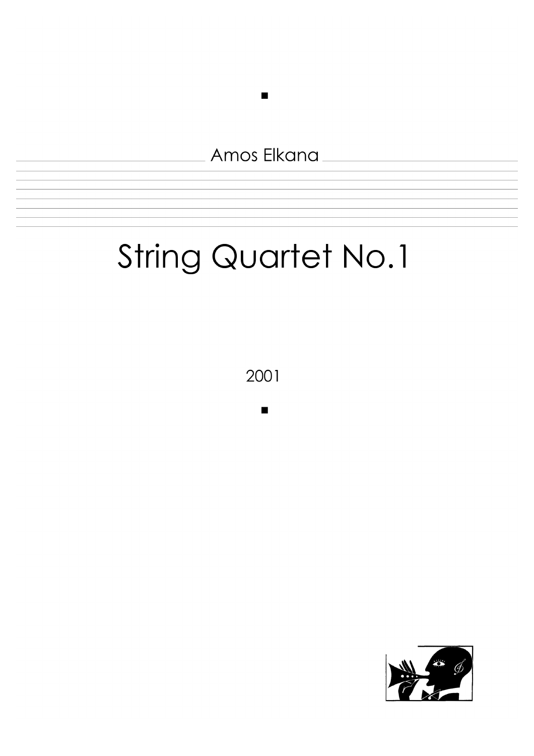Amos Elkana

# String Quartet No.1

2001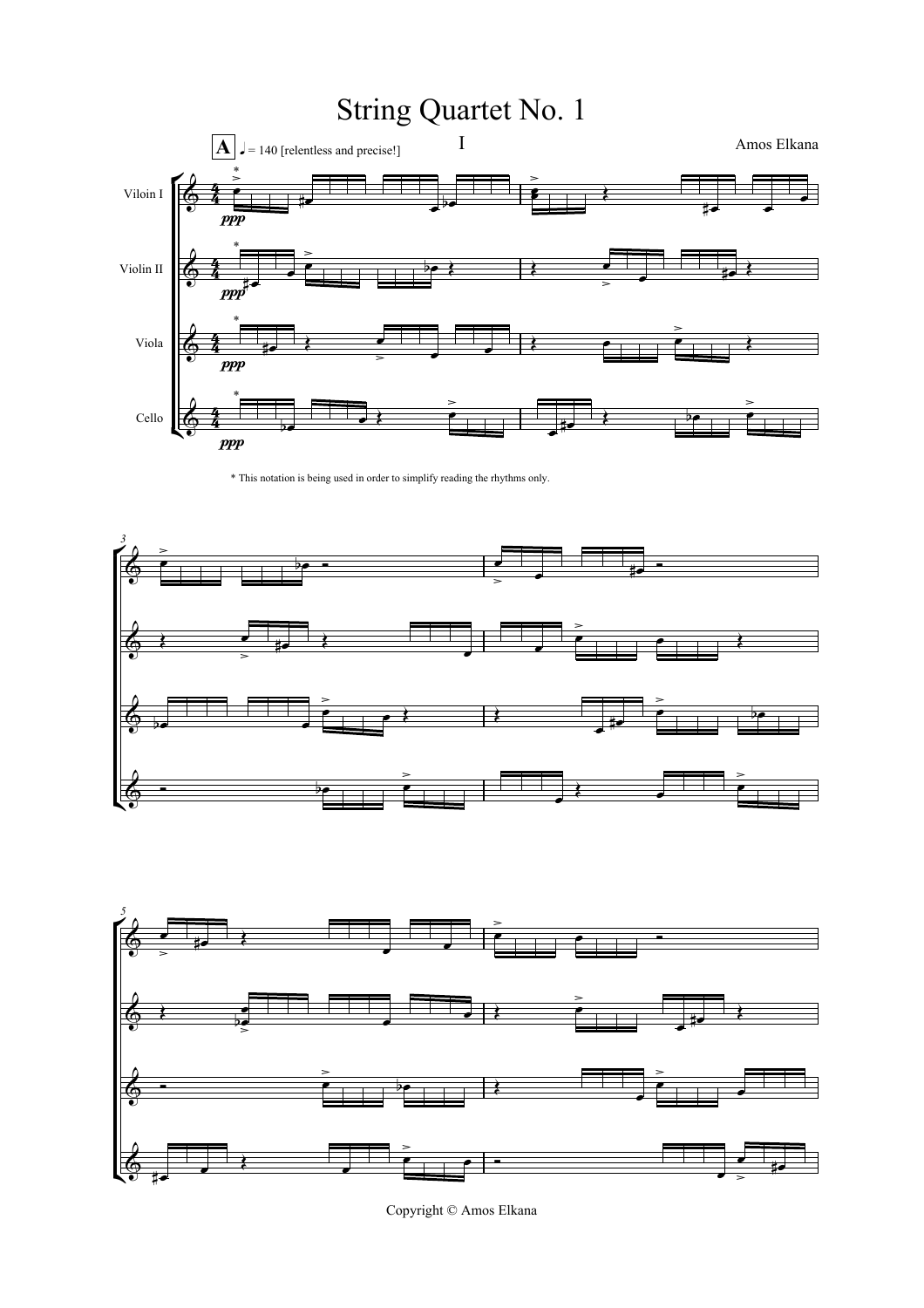# String Quartet No. 1

## I

Amos Elkana

**A** ♩ = 140 [relentless and precise!]

Violin I

Violin II

Viola

Cello

*ppp*

\* This notation is being used in order to simplify reading the rhythms only.

Copyright © Amos Elkana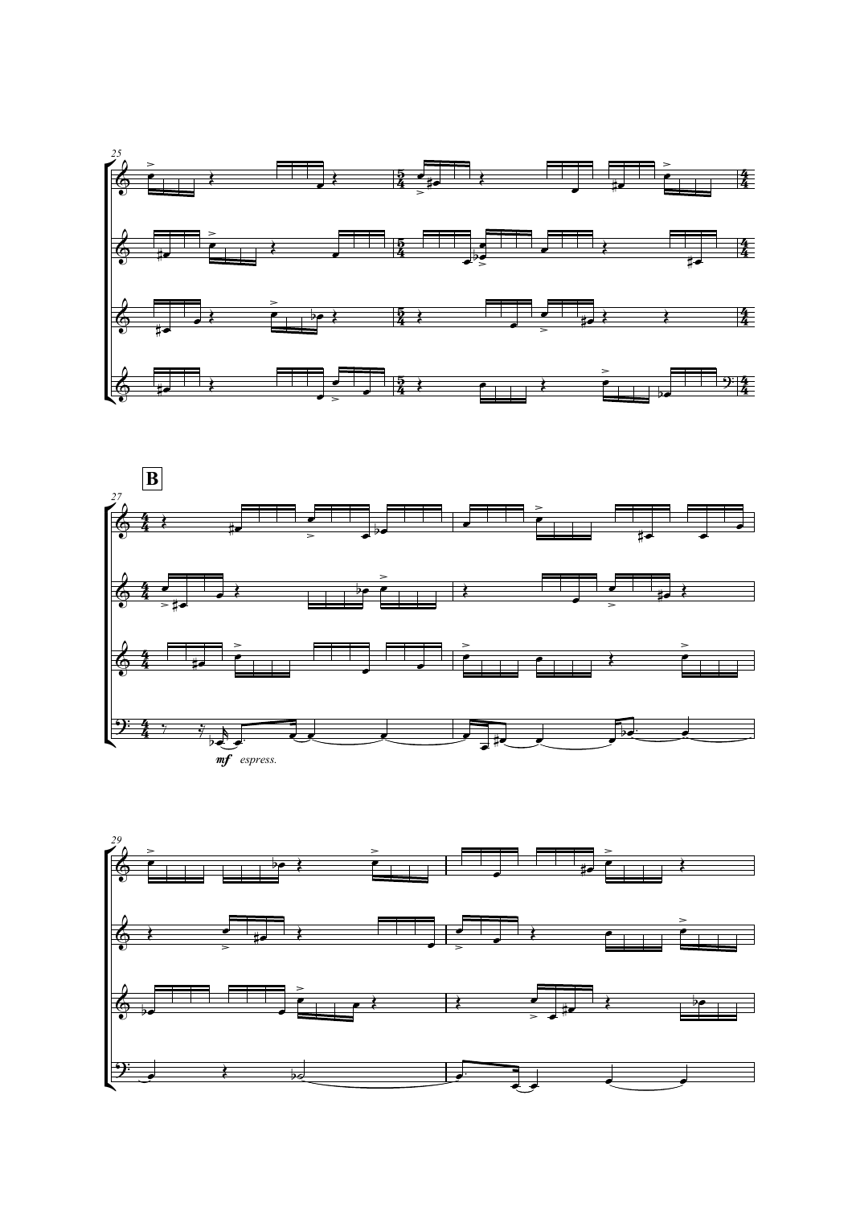**B**

*mf espress.*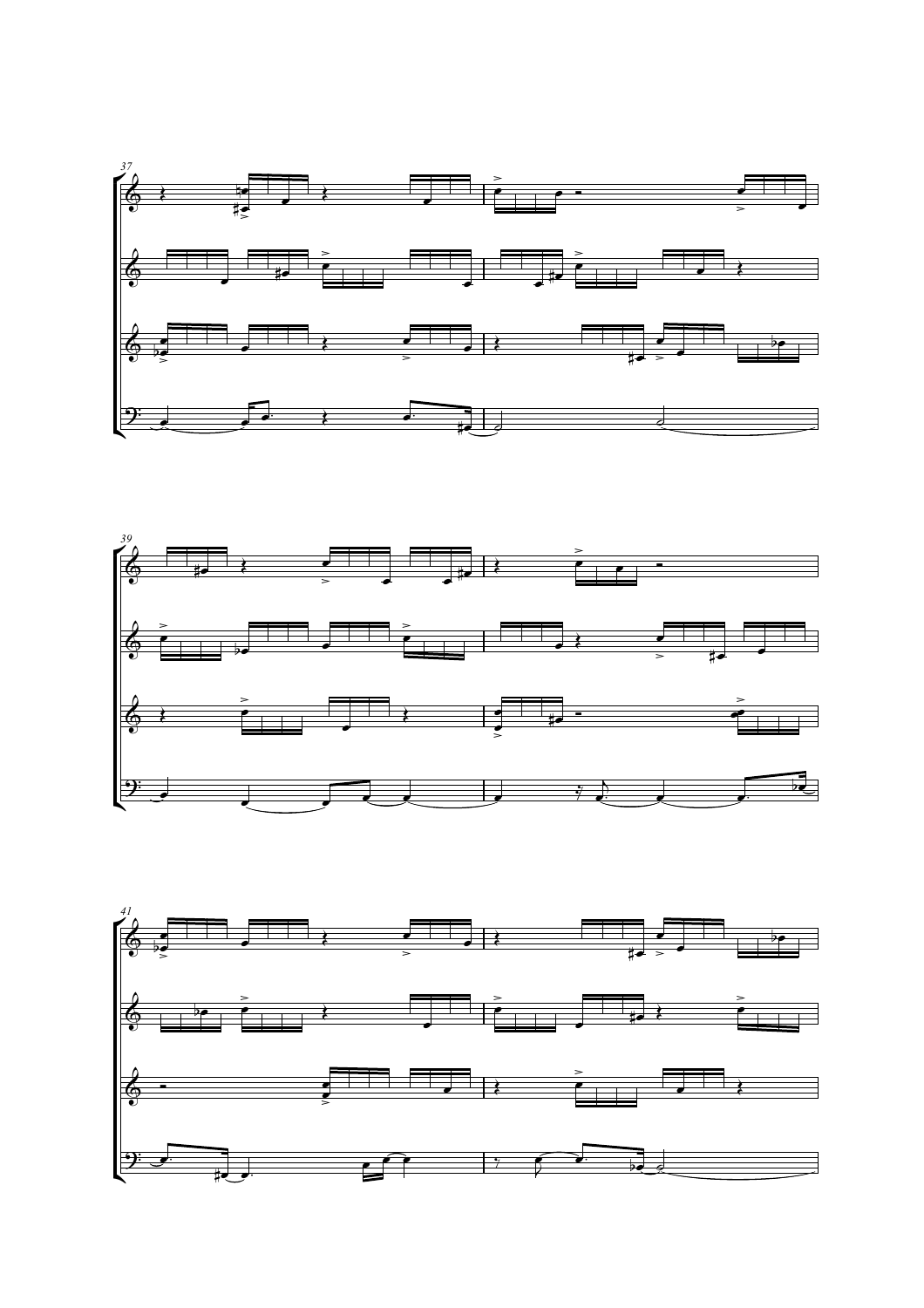37

39

41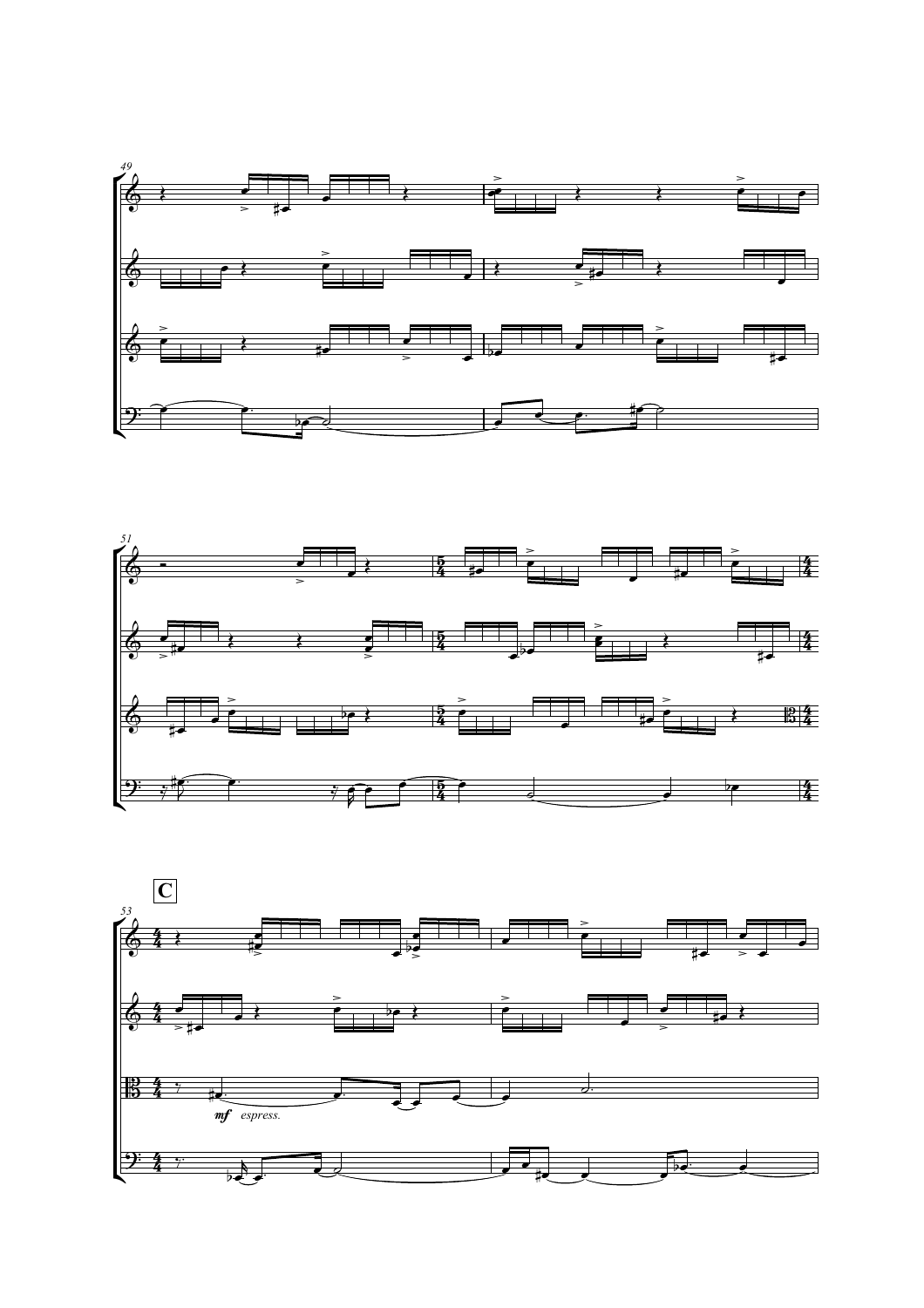**C**

*mf espress.*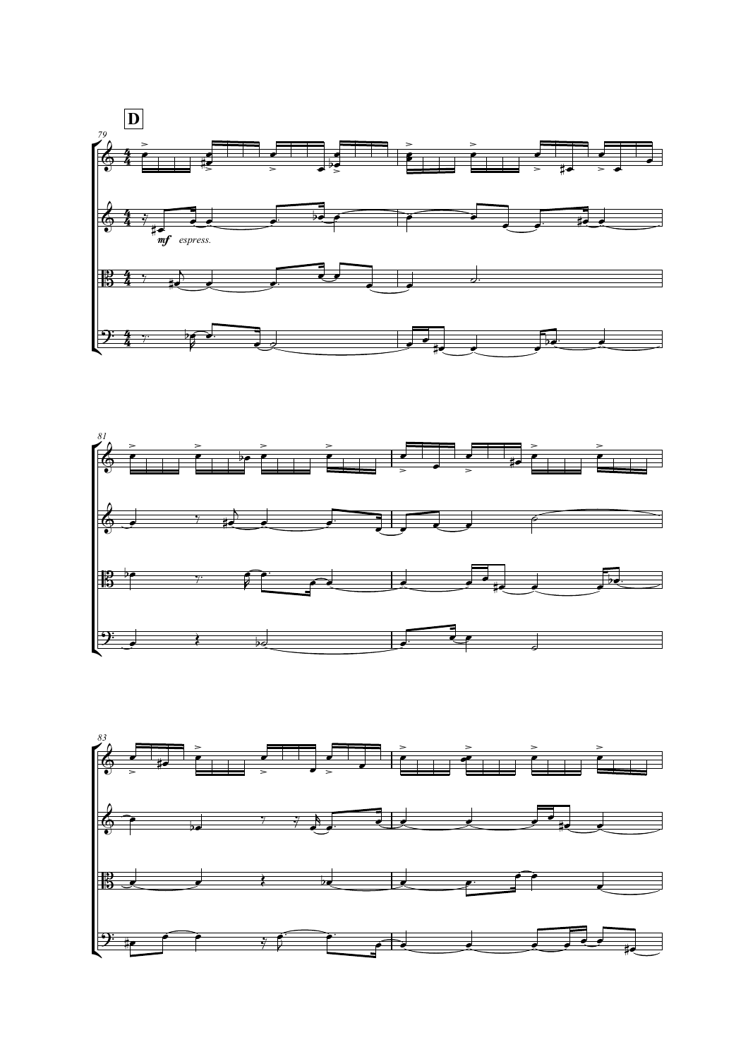**D**

79

*mf espress.*

81

83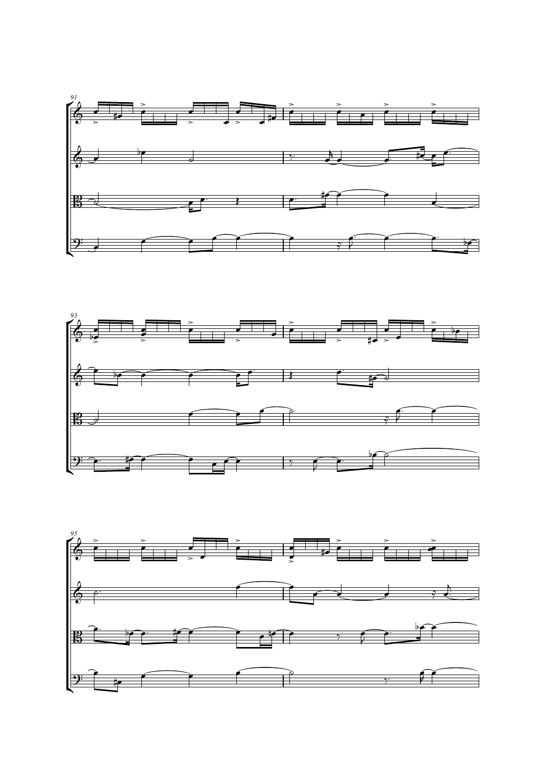91

93

95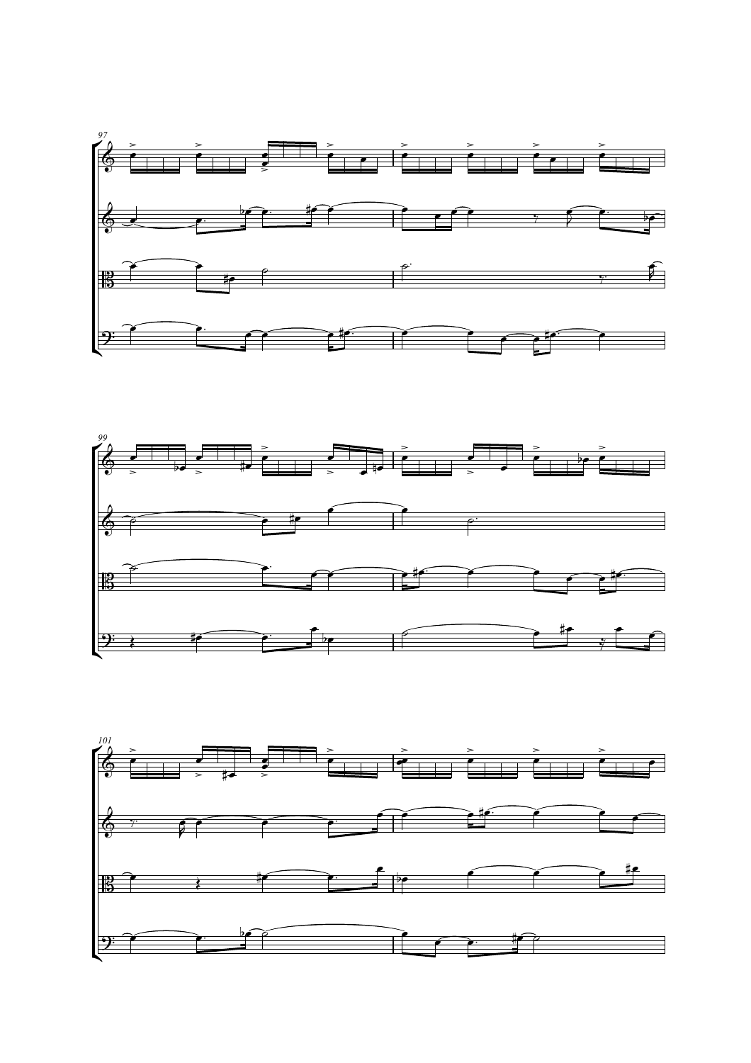97

99

101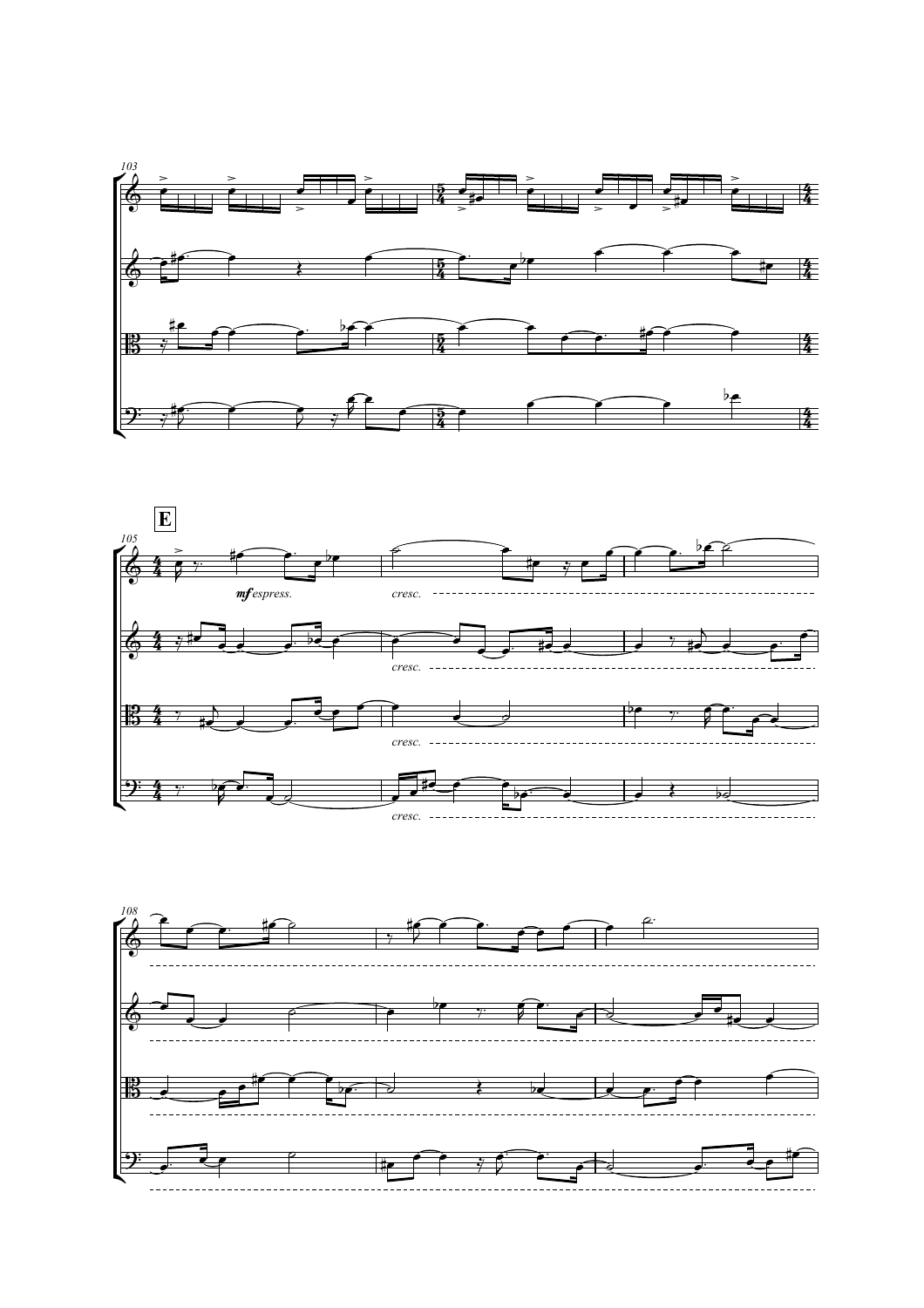103

E

105

*mf espress.*

*cresc.*

*cresc.*

*cresc.*

*cresc.*

108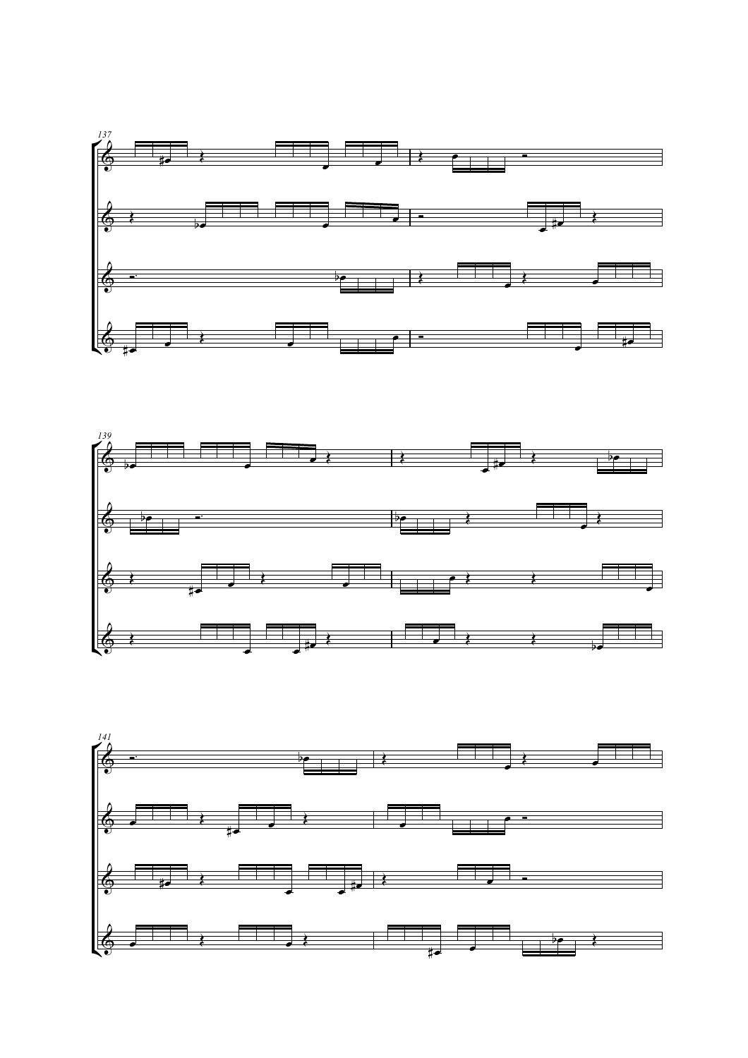137

139

141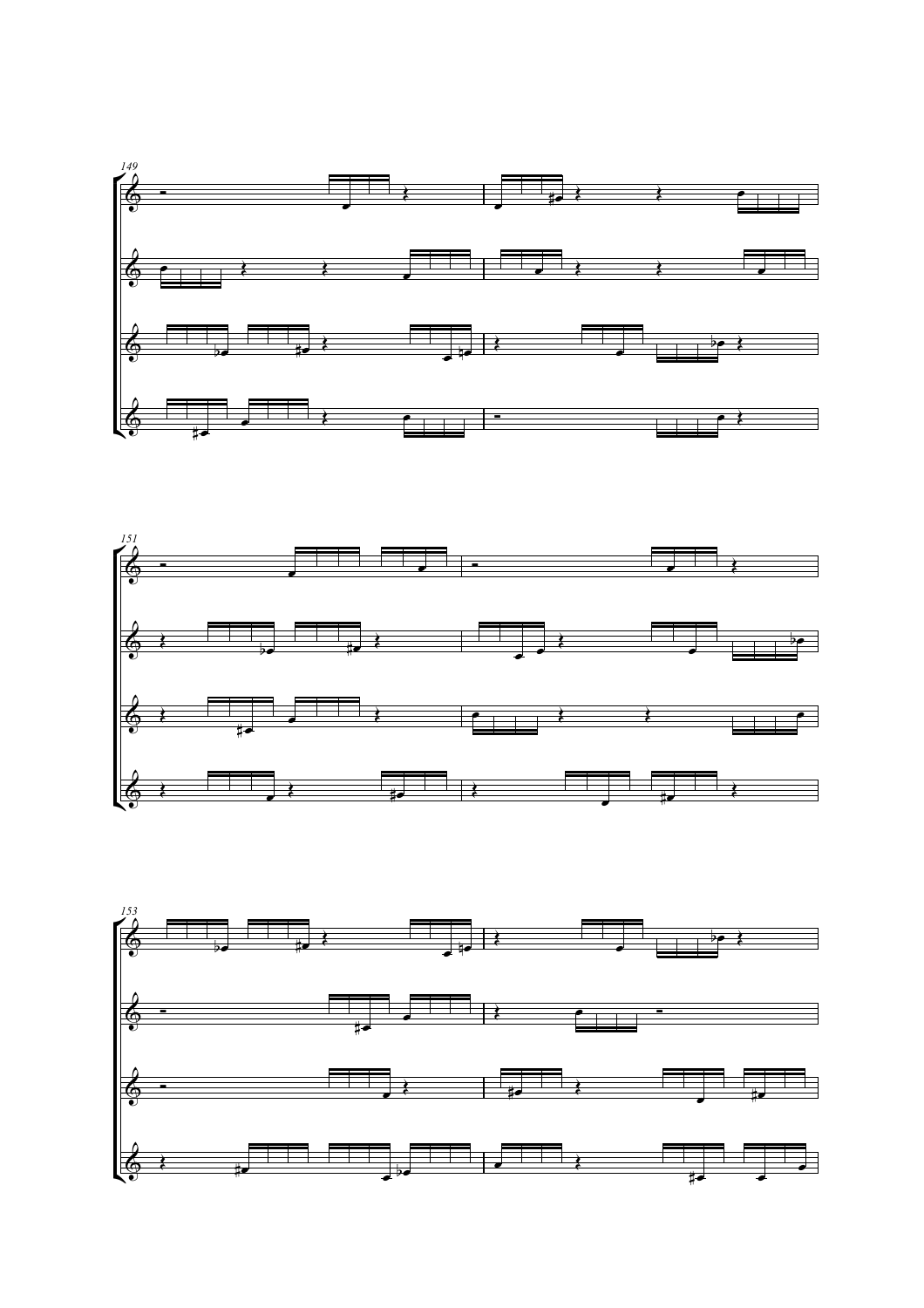149

151

153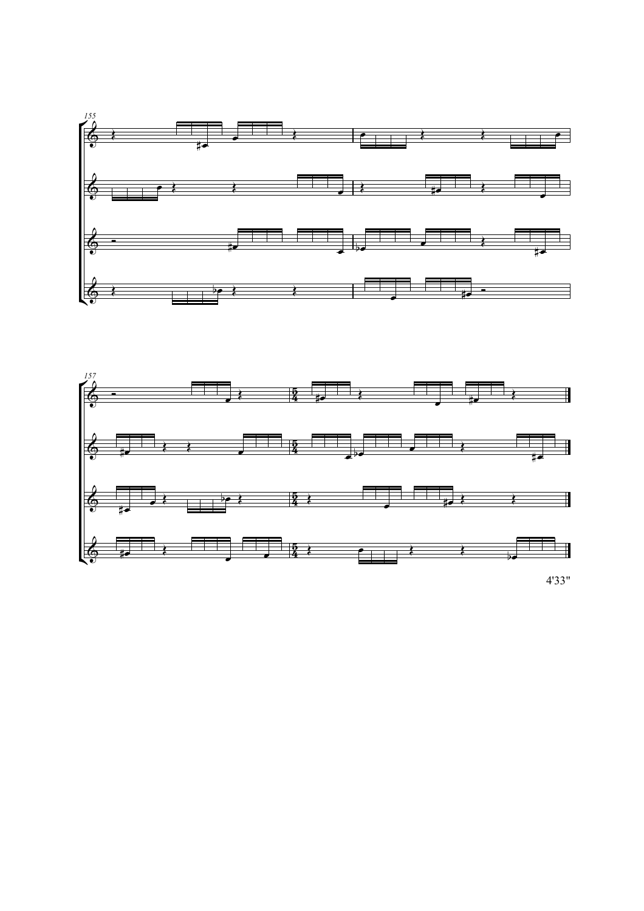4'33"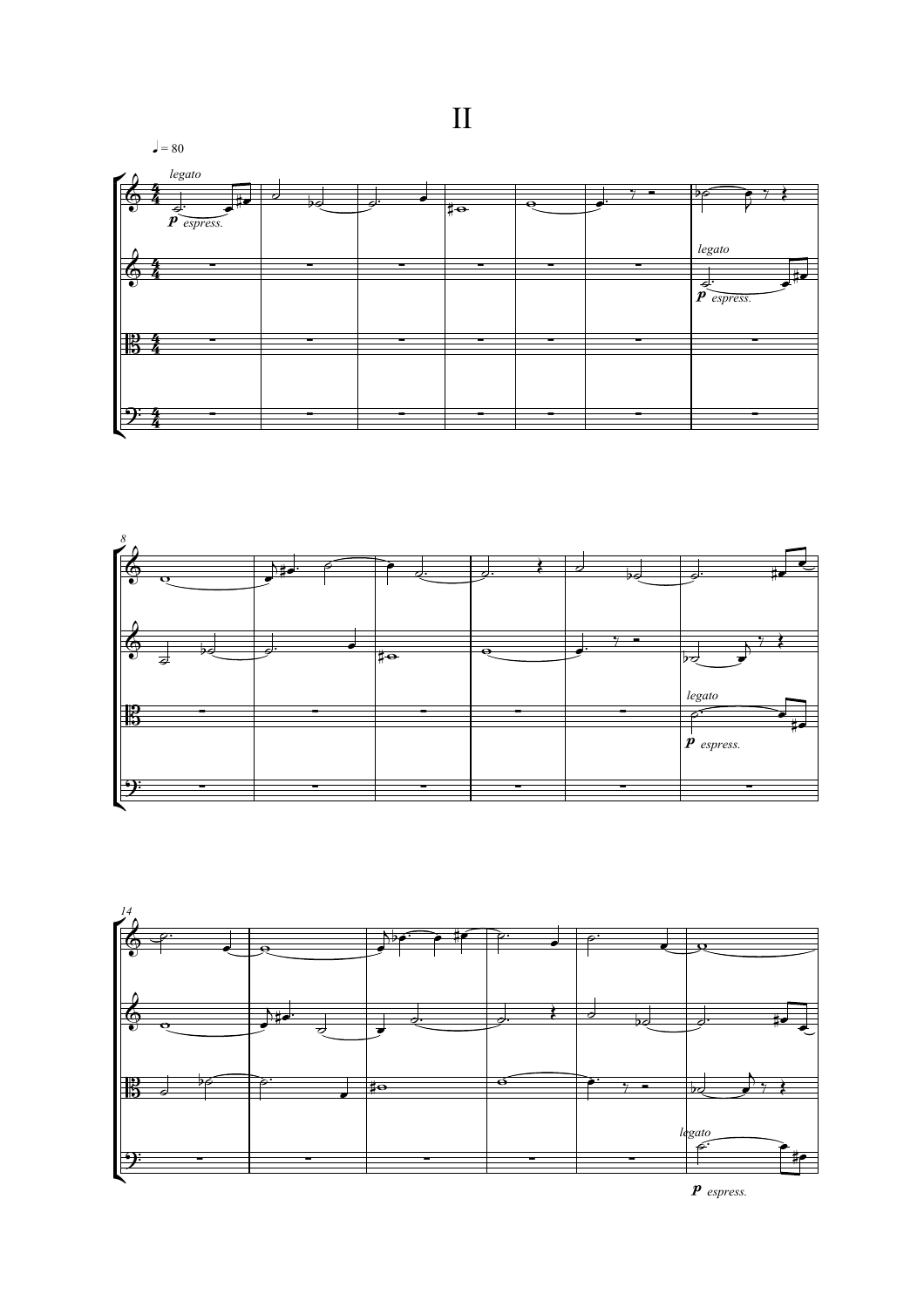# II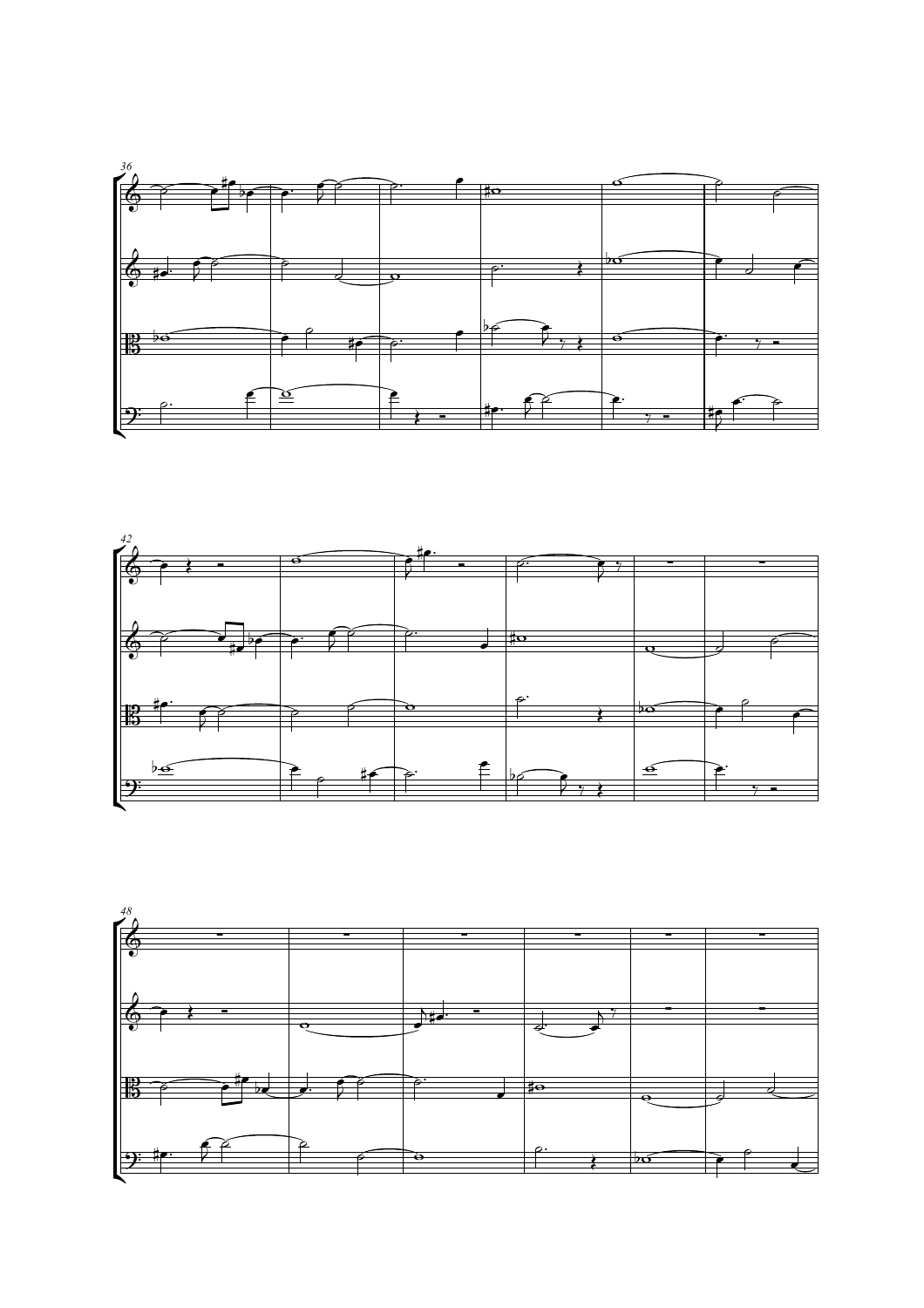36

42

48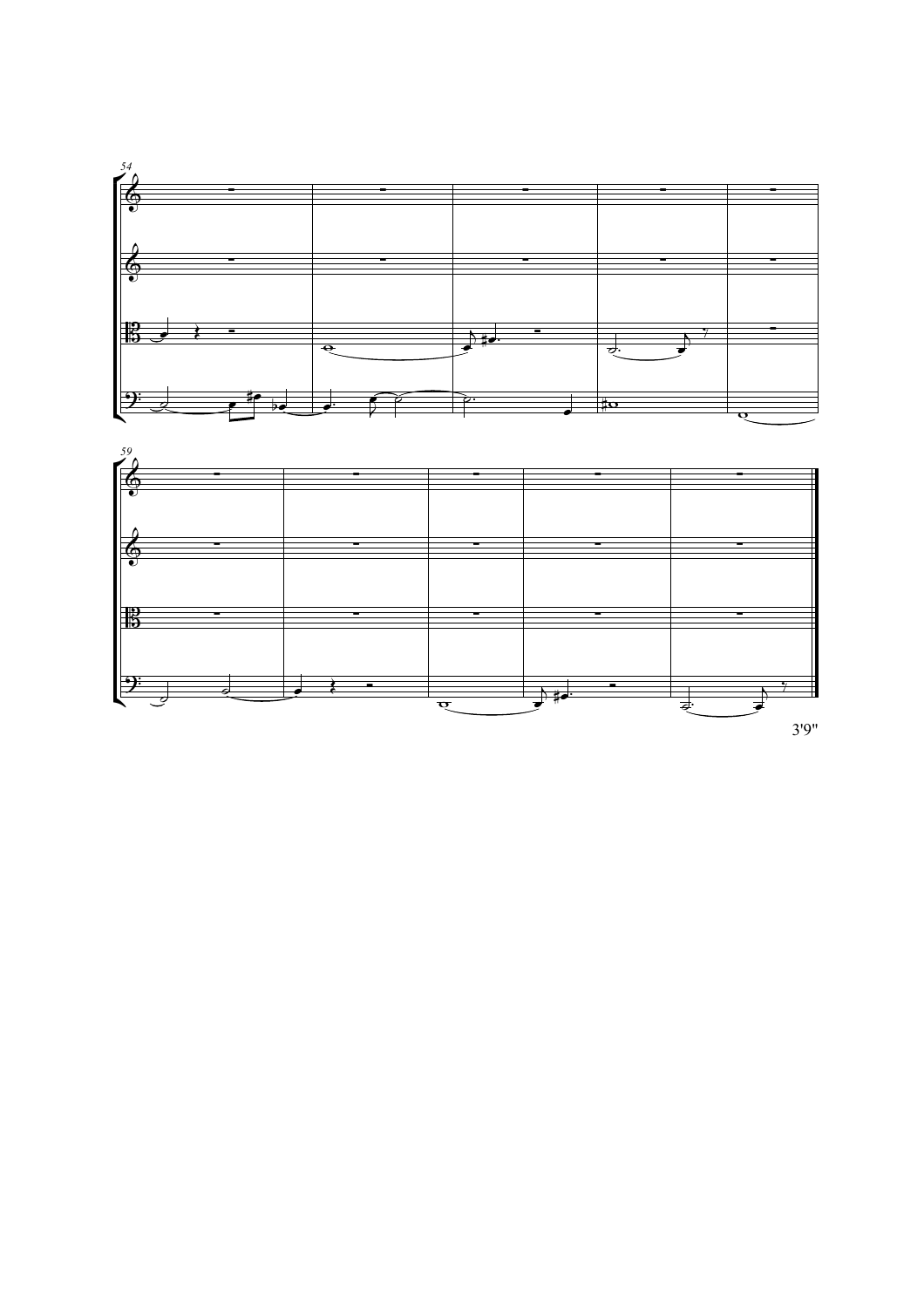54

59

3'9"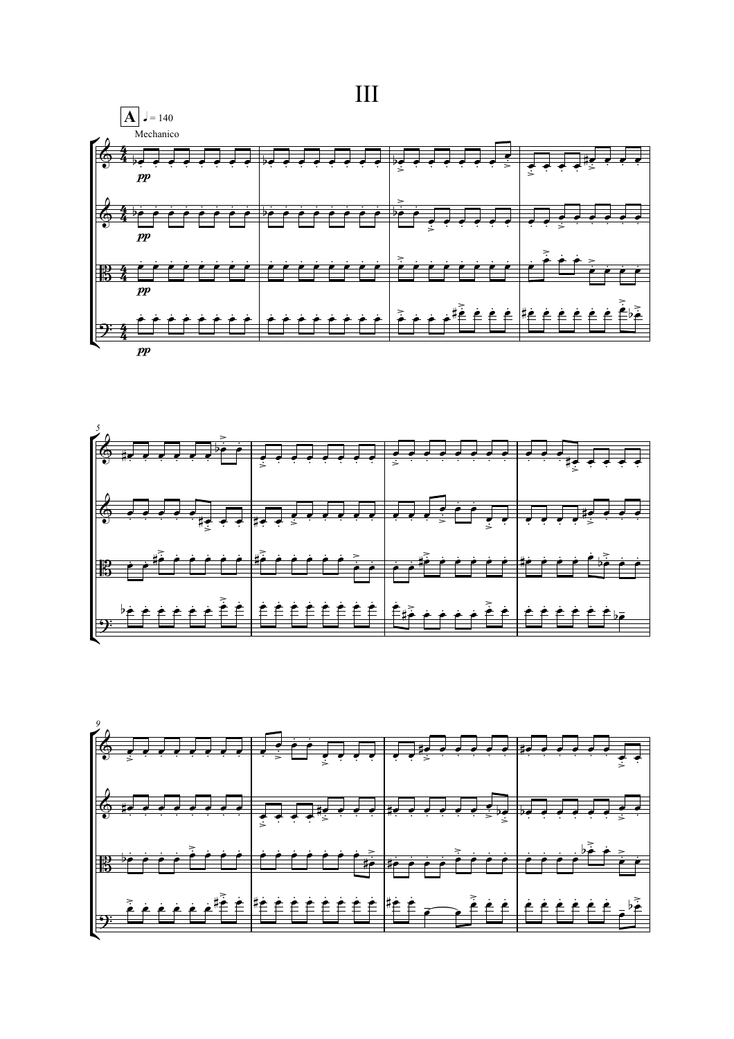# III

**A** ♩ = 140

Mechanico

*pp*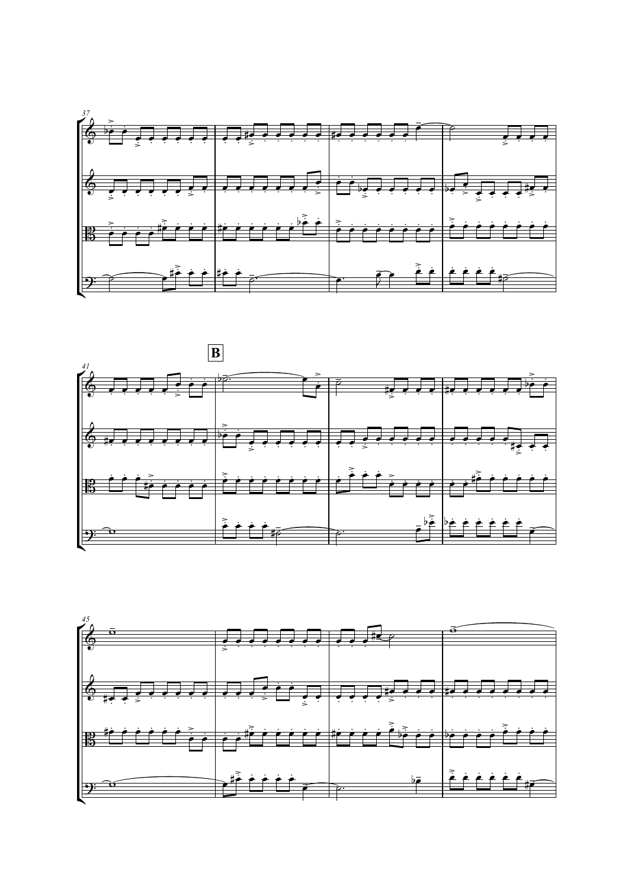**B**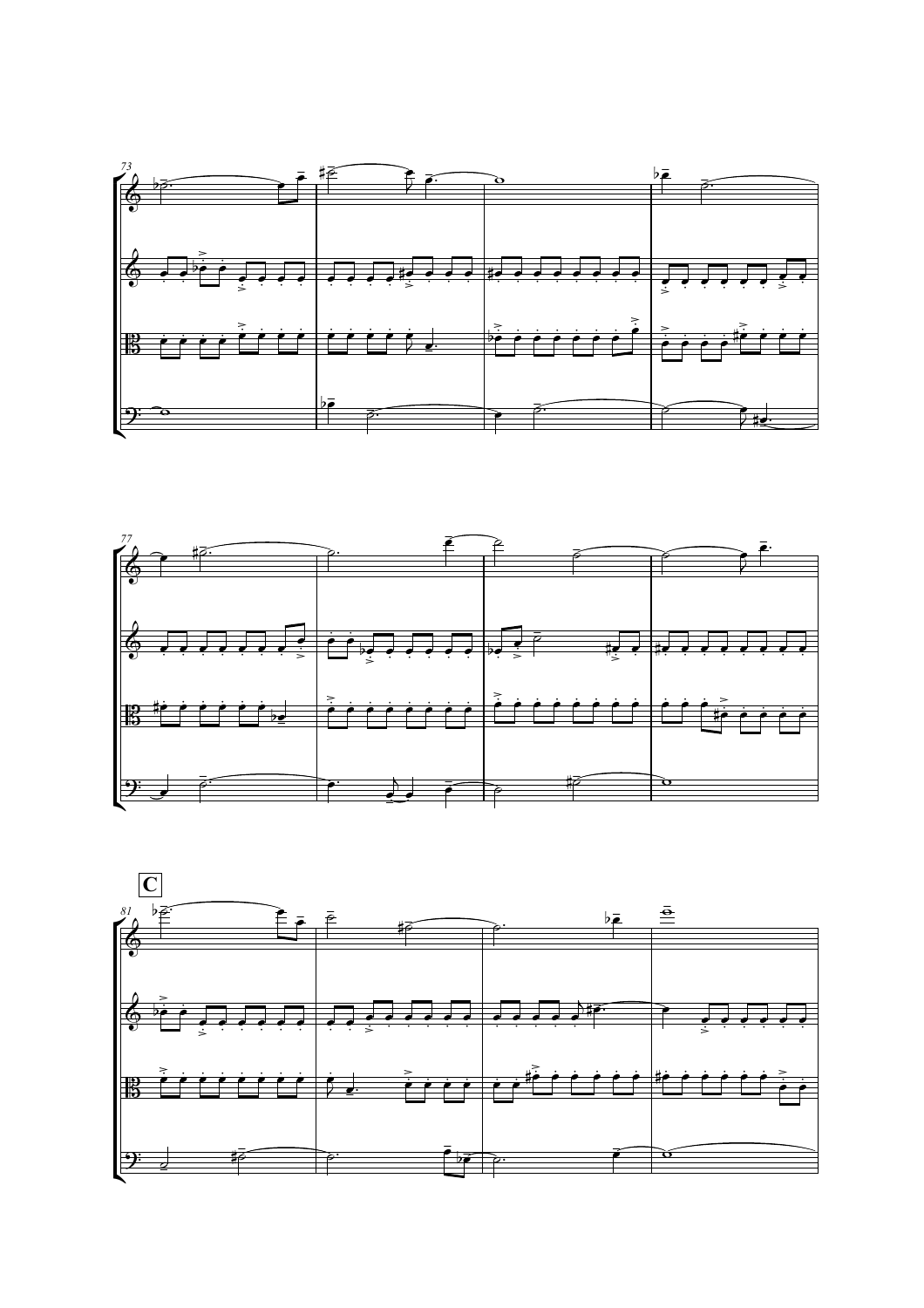73

77

C

81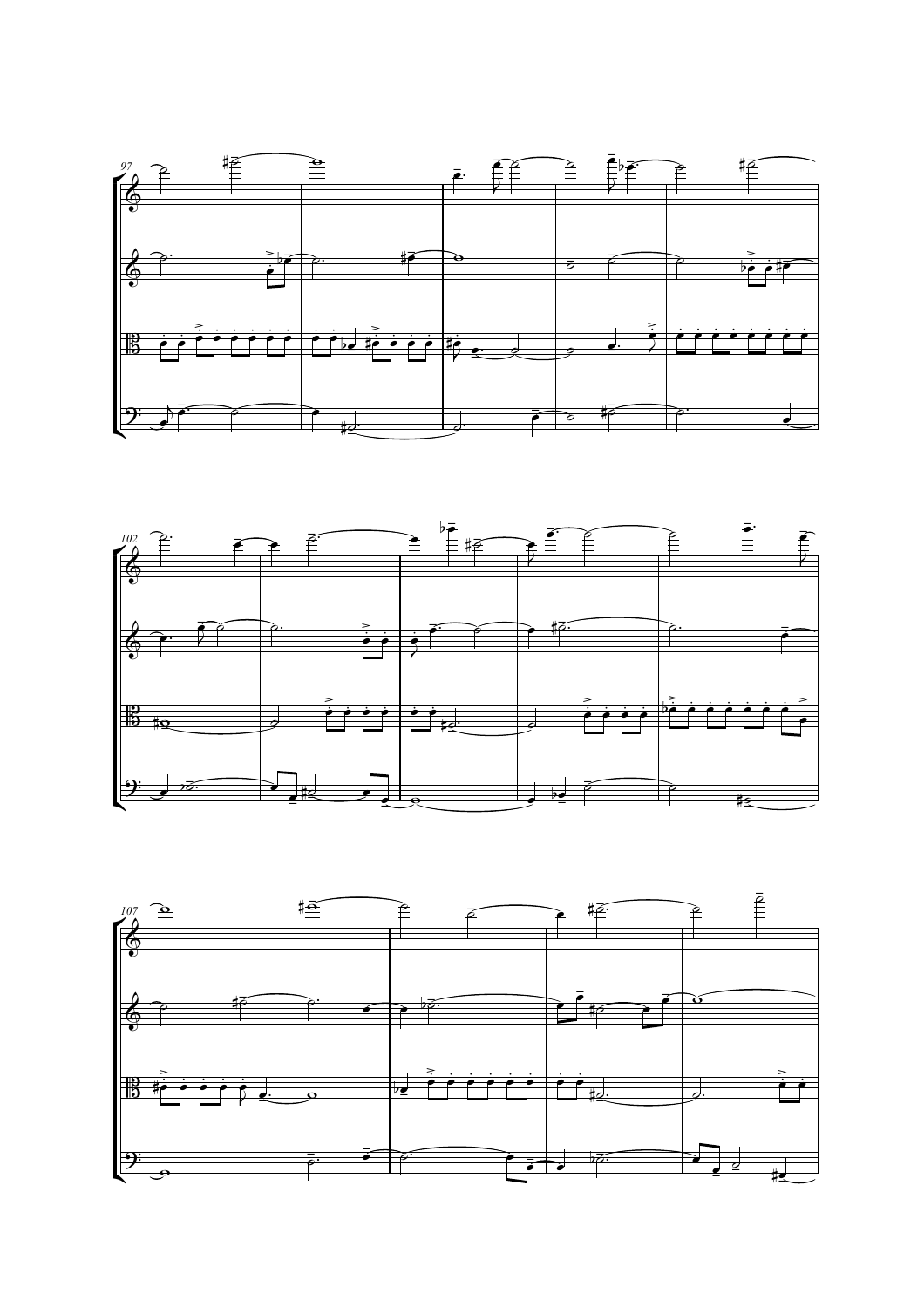97

102

107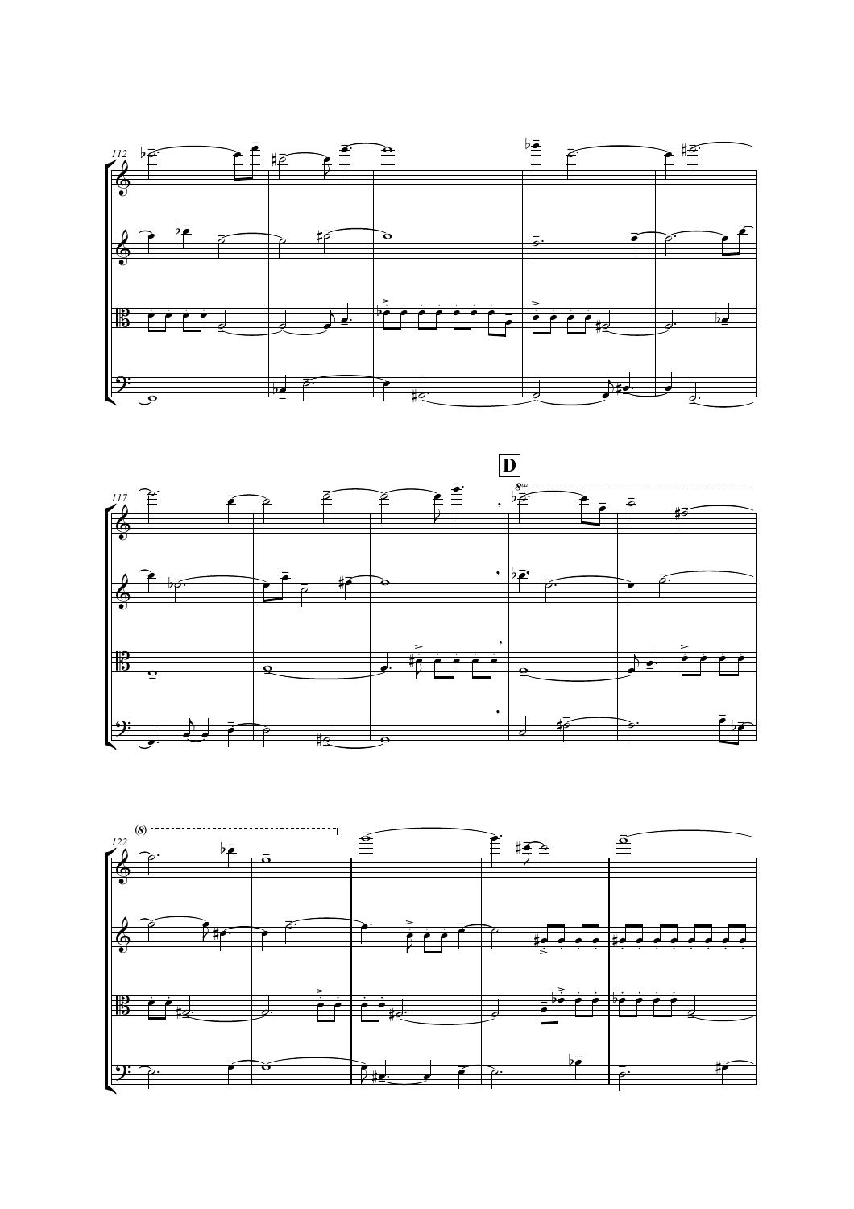112

117

**D**

8va

122

(8)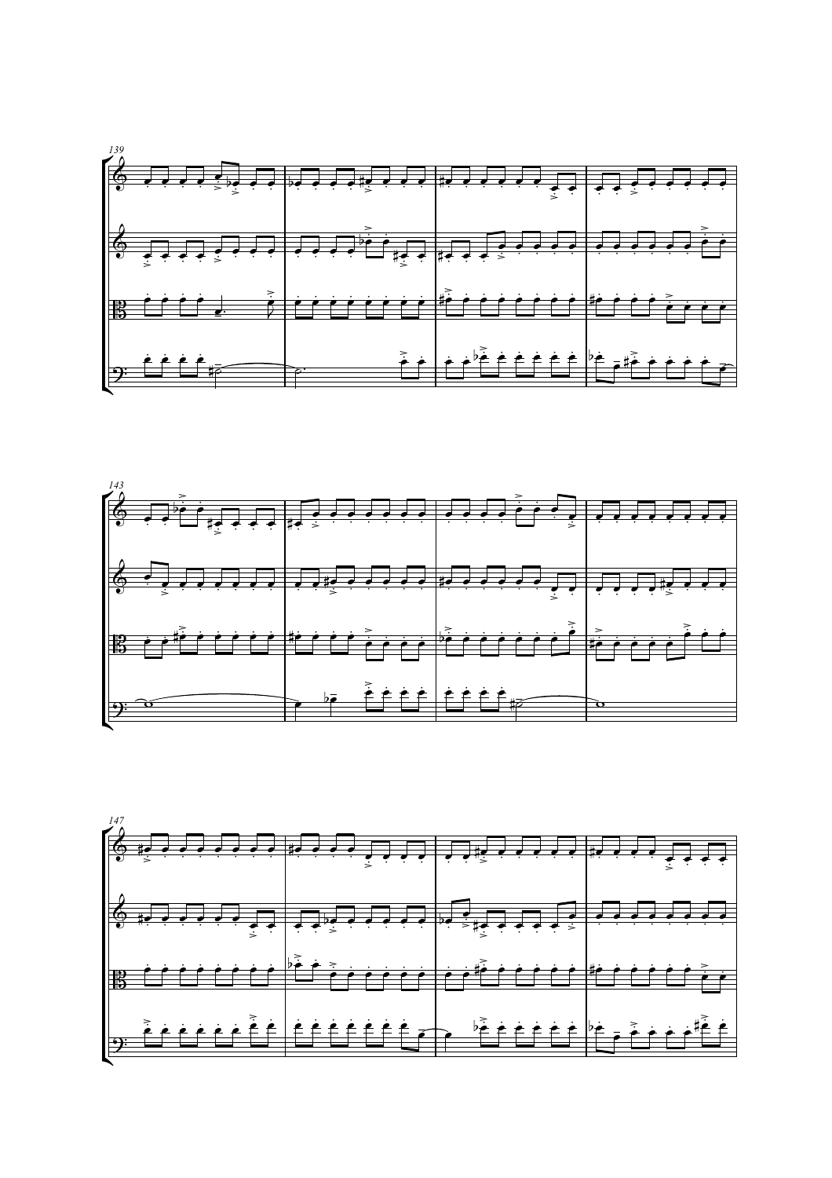139

143

147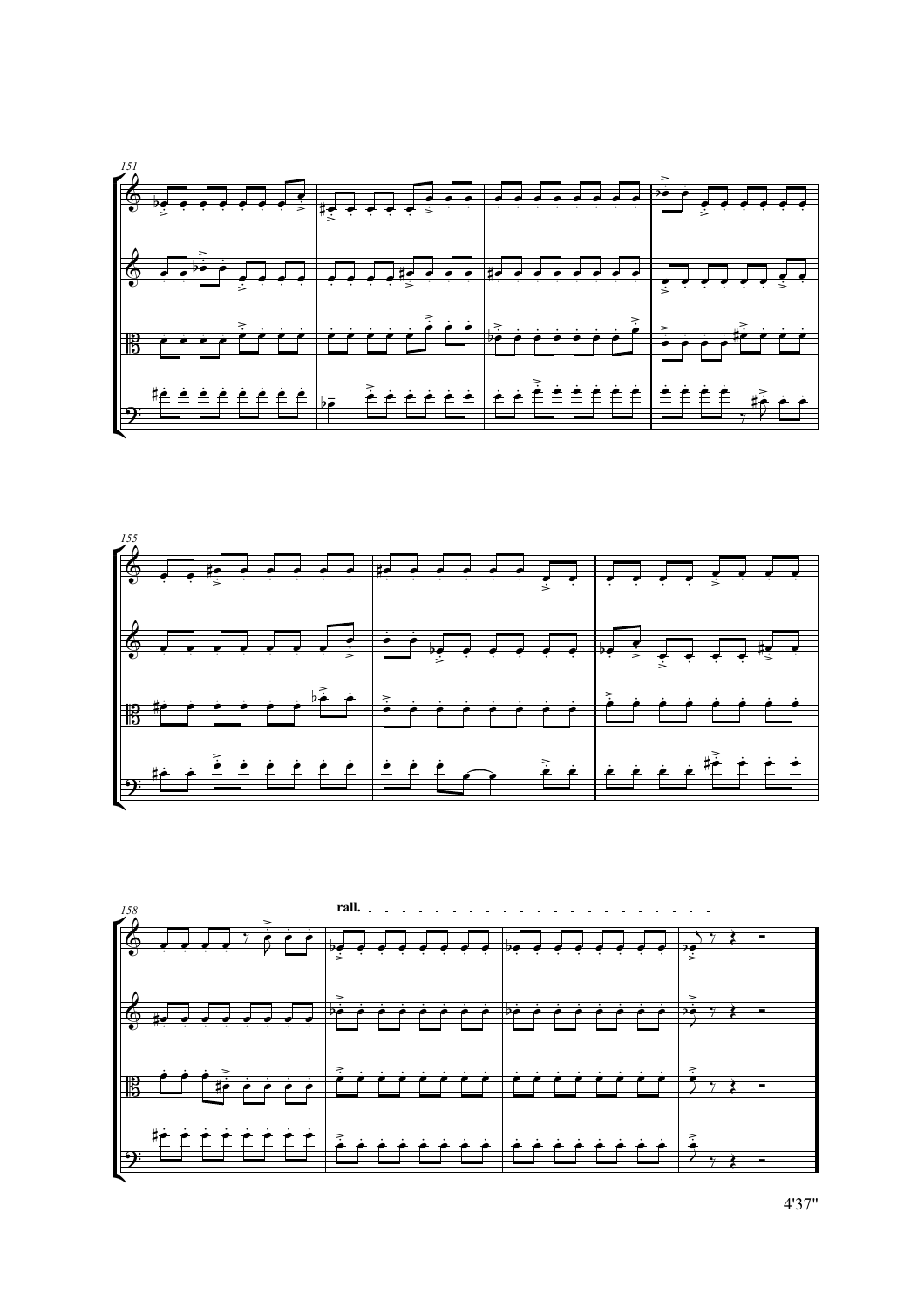4'37"